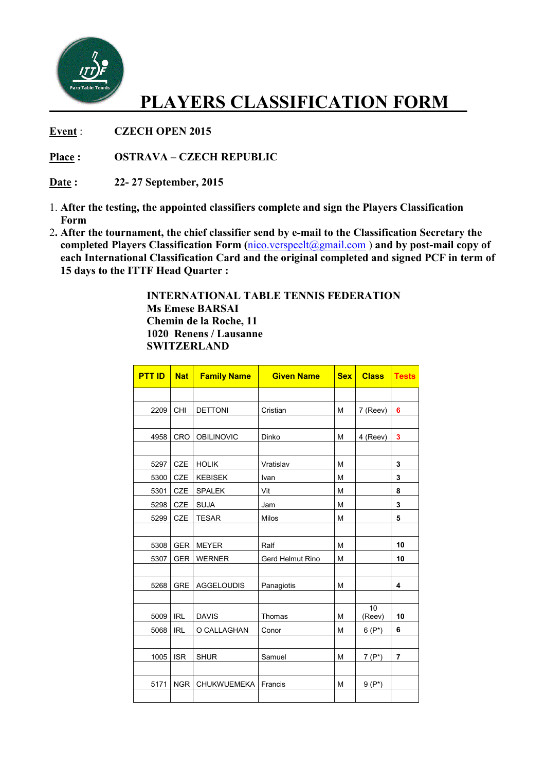# PLAYERS CLASSIFICATION FORM

**Event** : **CZECH OPEN 2015**

**Place :** **OSTRAVA – CZECH REPUBLIC**

**Date :** **22- 27 September, 2015**

1. **After the testing, the appointed classifiers complete and sign the Players Classification Form**
2. **After the tournament, the chief classifier send by e-mail to the Classification Secretary the completed Players Classification Form (nico.verspeelt@gmail.com ) and by post-mail copy of each International Classification Card and the original completed and signed PCF in term of 15 days to the ITTF Head Quarter :**

**INTERNATIONAL TABLE TENNIS FEDERATION**
**Ms Emese BARSAI**
**Chemin de la Roche, 11**
**1020 Renens / Lausanne**
**SWITZERLAND**

| PTT ID | Nat | Family Name | Given Name | Sex | Class | Tests |
|---|---|---|---|---|---|---|
| | | | | | | |
| 2209 | CHI | DETTONI | Cristian | M | 7 (Reev) | 6 |
| | | | | | | |
| 4958 | CRO | OBILINOVIC | Dinko | M | 4 (Reev) | 3 |
| | | | | | | |
| 5297 | CZE | HOLIK | Vratislav | M | | 3 |
| 5300 | CZE | KEBISEK | Ivan | M | | 3 |
| 5301 | CZE | SPALEK | Vit | M | | 8 |
| 5298 | CZE | SUJA | Jam | M | | 3 |
| 5299 | CZE | TESAR | Milos | M | | 5 |
| | | | | | | |
| 5308 | GER | MEYER | Ralf | M | | 10 |
| 5307 | GER | WERNER | Gerd Helmut Rino | M | | 10 |
| | | | | | | |
| 5268 | GRE | AGGELOUDIS | Panagiotis | M | | 4 |
| | | | | | | |
| 5009 | IRL | DAVIS | Thomas | M | 10 (Reev) | 10 |
| 5068 | IRL | O CALLAGHAN | Conor | M | 6 (P*) | 6 |
| | | | | | | |
| 1005 | ISR | SHUR | Samuel | M | 7 (P*) | 7 |
| | | | | | | |
| 5171 | NGR | CHUKWUEMEKA | Francis | M | 9 (P*) | |
| | | | | | | |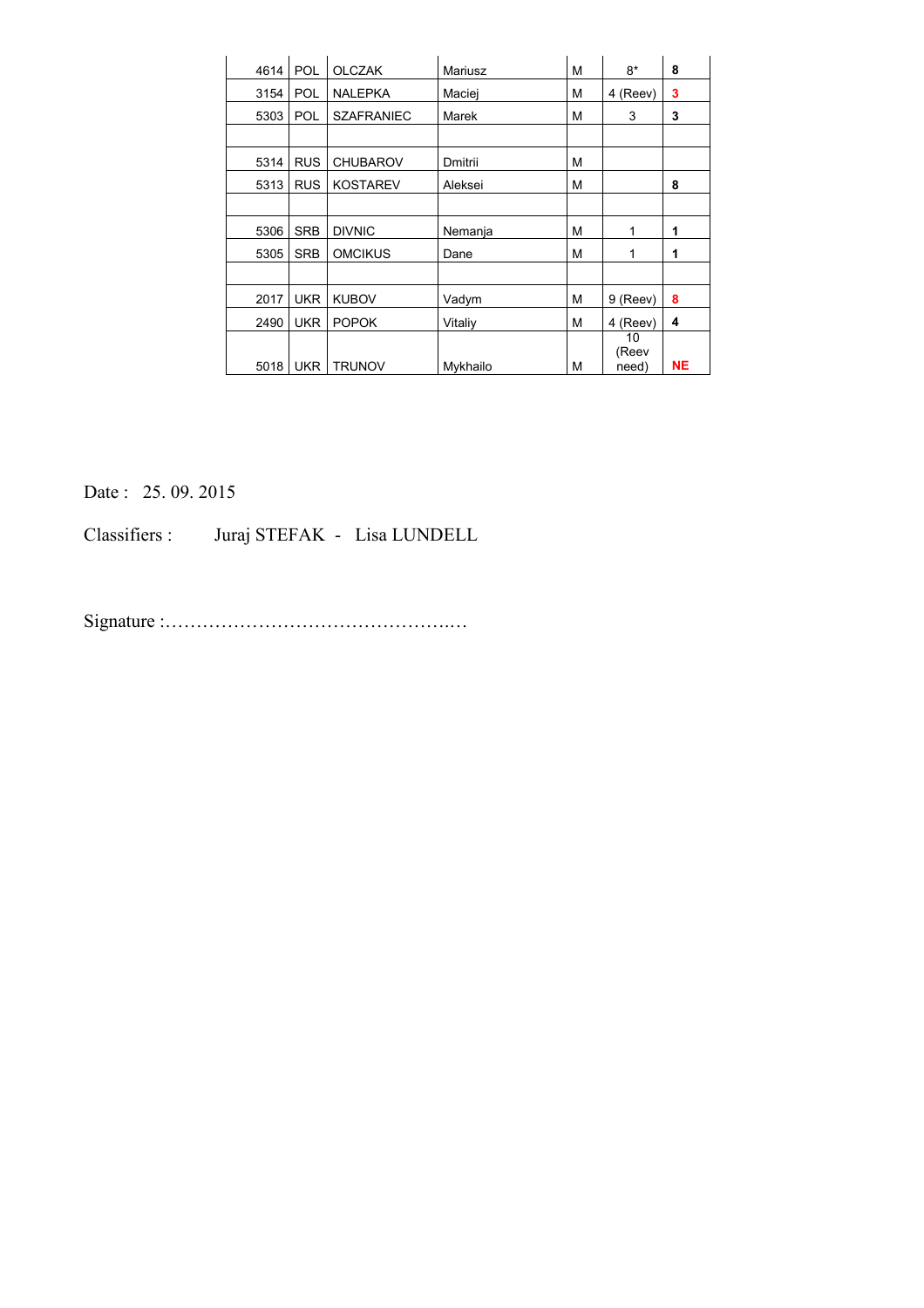| | | | | | | |
|---|---|---|---|---|---|---|
| 4614 | POL | OLCZAK | Mariusz | M | 8* | **8** |
| 3154 | POL | NALEPKA | Maciej | M | 4 (Reev) | **3** |
| 5303 | POL | SZAFRANIEC | Marek | M | 3 | **3** |
| | | | | | | |
| 5314 | RUS | CHUBAROV | Dmitrii | M | | |
| 5313 | RUS | KOSTAREV | Aleksei | M | | **8** |
| | | | | | | |
| 5306 | SRB | DIVNIC | Nemanja | M | 1 | **1** |
| 5305 | SRB | OMCIKUS | Dane | M | 1 | **1** |
| | | | | | | |
| 2017 | UKR | KUBOV | Vadym | M | 9 (Reev) | **8** |
| 2490 | UKR | POPOK | Vitaliy | M | 4 (Reev) | **4** |
| 5018 | UKR | TRUNOV | Mykhailo | M | 10 (Reev need) | **NE** |

Date : 25. 09. 2015

Classifiers : Juraj STEFAK - Lisa LUNDELL

Signature :……………………………………..…